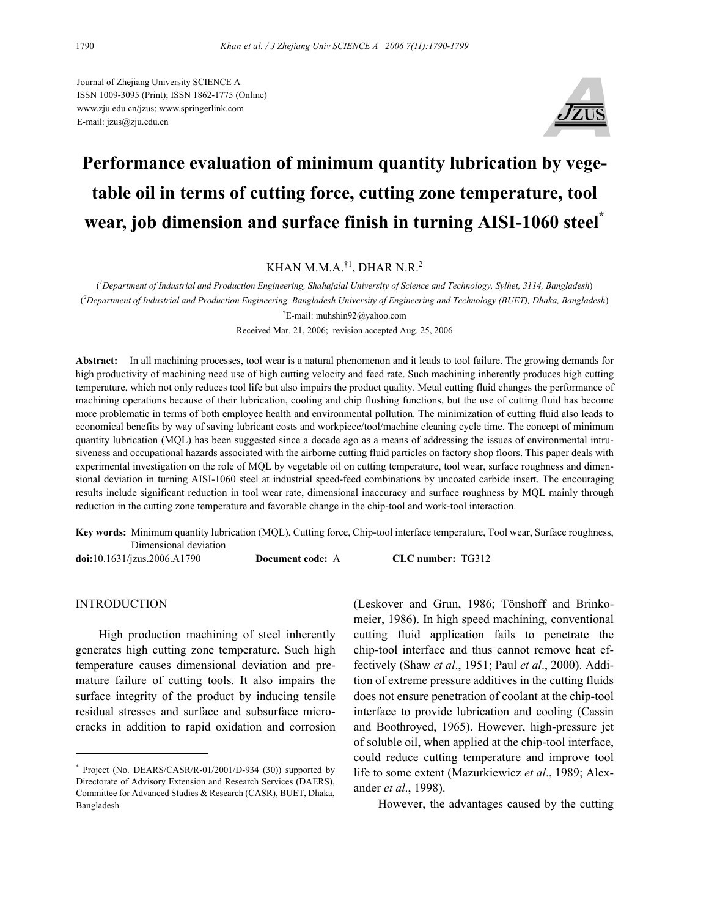Journal of Zhejiang University SCIENCE A
ISSN 1009-3095 (Print); ISSN 1862-1775 (Online)
www.zju.edu.cn/jzus; www.springerlink.com
E-mail: jzus@zju.edu.cn

# Performance evaluation of minimum quantity lubrication by vegetable oil in terms of cutting force, cutting zone temperature, tool wear, job dimension and surface finish in turning AISI-1060 steel*

KHAN M.M.A.[†1], DHAR N.R.[2]

([1]Department of Industrial and Production Engineering, Shahajalal University of Science and Technology, Sylhet, 3114, Bangladesh)
([2]Department of Industrial and Production Engineering, Bangladesh University of Engineering and Technology (BUET), Dhaka, Bangladesh)
[†]E-mail: muhshin92@yahoo.com

Received Mar. 21, 2006; revision accepted Aug. 25, 2006

**Abstract:** In all machining processes, tool wear is a natural phenomenon and it leads to tool failure. The growing demands for high productivity of machining need use of high cutting velocity and feed rate. Such machining inherently produces high cutting temperature, which not only reduces tool life but also impairs the product quality. Metal cutting fluid changes the performance of machining operations because of their lubrication, cooling and chip flushing functions, but the use of cutting fluid has become more problematic in terms of both employee health and environmental pollution. The minimization of cutting fluid also leads to economical benefits by way of saving lubricant costs and workpiece/tool/machine cleaning cycle time. The concept of minimum quantity lubrication (MQL) has been suggested since a decade ago as a means of addressing the issues of environmental intrusiveness and occupational hazards associated with the airborne cutting fluid particles on factory shop floors. This paper deals with experimental investigation on the role of MQL by vegetable oil on cutting temperature, tool wear, surface roughness and dimensional deviation in turning AISI-1060 steel at industrial speed-feed combinations by uncoated carbide insert. The encouraging results include significant reduction in tool wear rate, dimensional inaccuracy and surface roughness by MQL mainly through reduction in the cutting zone temperature and favorable change in the chip-tool and work-tool interaction.

**Key words:** Minimum quantity lubrication (MQL), Cutting force, Chip-tool interface temperature, Tool wear, Surface roughness, Dimensional deviation

**doi:**10.1631/jzus.2006.A1790 **Document code:** A **CLC number:** TG312

## INTRODUCTION

High production machining of steel inherently generates high cutting zone temperature. Such high temperature causes dimensional deviation and premature failure of cutting tools. It also impairs the surface integrity of the product by inducing tensile residual stresses and surface and subsurface microcracks in addition to rapid oxidation and corrosion (Leskover and Grun, 1986; Tönshoff and Brinkomeier, 1986). In high speed machining, conventional cutting fluid application fails to penetrate the chip-tool interface and thus cannot remove heat effectively (Shaw *et al*., 1951; Paul *et al*., 2000). Addition of extreme pressure additives in the cutting fluids does not ensure penetration of coolant at the chip-tool interface to provide lubrication and cooling (Cassin and Boothroyed, 1965). However, high-pressure jet of soluble oil, when applied at the chip-tool interface, could reduce cutting temperature and improve tool life to some extent (Mazurkiewicz *et al*., 1989; Alexander *et al*., 1998).

However, the advantages caused by the cutting

* Project (No. DEARS/CASR/R-01/2001/D-934 (30)) supported by Directorate of Advisory Extension and Research Services (DAERS), Committee for Advanced Studies & Research (CASR), BUET, Dhaka, Bangladesh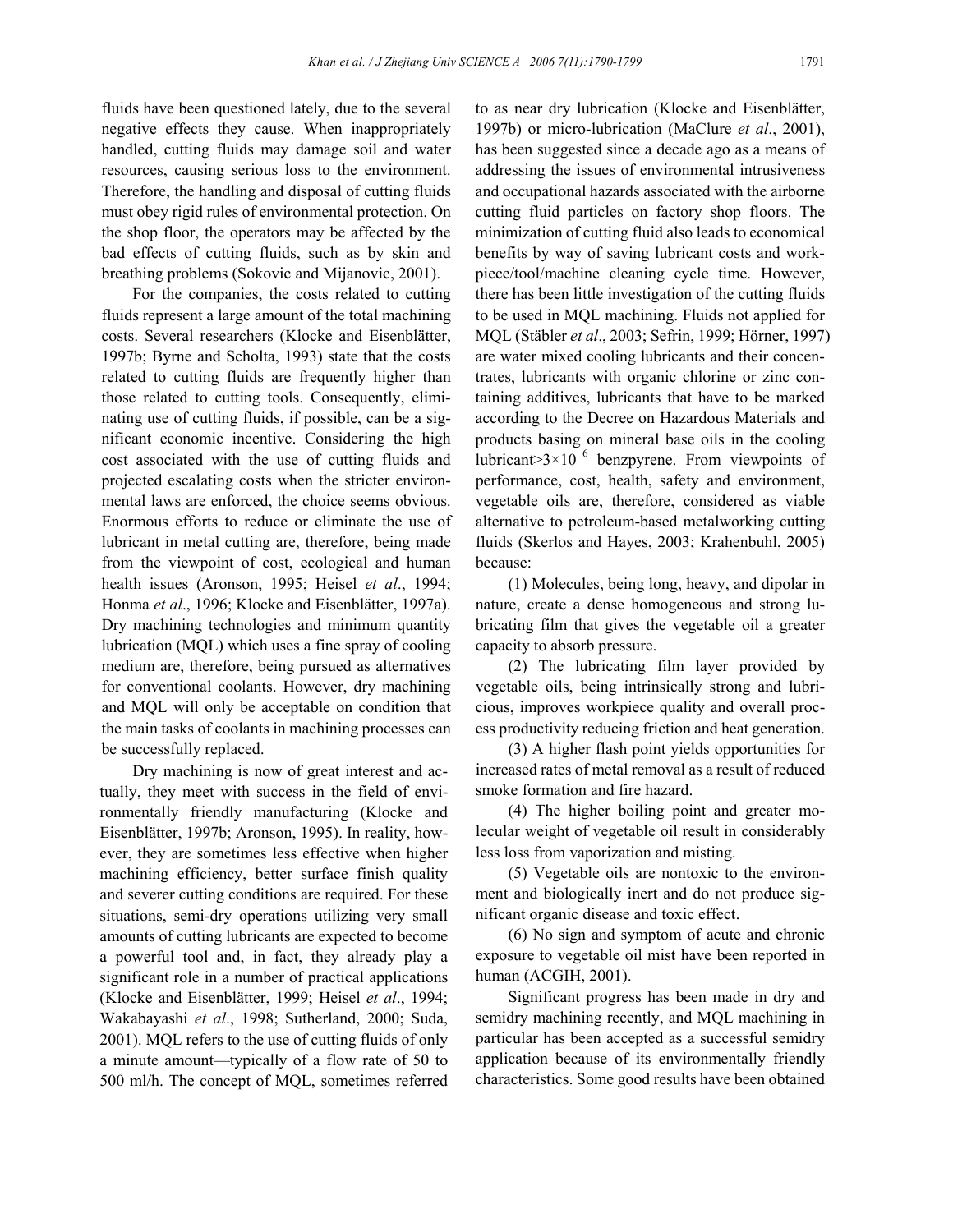fluids have been questioned lately, due to the several negative effects they cause. When inappropriately handled, cutting fluids may damage soil and water resources, causing serious loss to the environment. Therefore, the handling and disposal of cutting fluids must obey rigid rules of environmental protection. On the shop floor, the operators may be affected by the bad effects of cutting fluids, such as by skin and breathing problems (Sokovic and Mijanovic, 2001).

For the companies, the costs related to cutting fluids represent a large amount of the total machining costs. Several researchers (Klocke and Eisenblätter, 1997b; Byrne and Scholta, 1993) state that the costs related to cutting fluids are frequently higher than those related to cutting tools. Consequently, eliminating use of cutting fluids, if possible, can be a significant economic incentive. Considering the high cost associated with the use of cutting fluids and projected escalating costs when the stricter environmental laws are enforced, the choice seems obvious. Enormous efforts to reduce or eliminate the use of lubricant in metal cutting are, therefore, being made from the viewpoint of cost, ecological and human health issues (Aronson, 1995; Heisel *et al*., 1994; Honma *et al*., 1996; Klocke and Eisenblätter, 1997a). Dry machining technologies and minimum quantity lubrication (MQL) which uses a fine spray of cooling medium are, therefore, being pursued as alternatives for conventional coolants. However, dry machining and MQL will only be acceptable on condition that the main tasks of coolants in machining processes can be successfully replaced.

Dry machining is now of great interest and actually, they meet with success in the field of environmentally friendly manufacturing (Klocke and Eisenblätter, 1997b; Aronson, 1995). In reality, however, they are sometimes less effective when higher machining efficiency, better surface finish quality and severer cutting conditions are required. For these situations, semi-dry operations utilizing very small amounts of cutting lubricants are expected to become a powerful tool and, in fact, they already play a significant role in a number of practical applications (Klocke and Eisenblätter, 1999; Heisel *et al*., 1994; Wakabayashi *et al*., 1998; Sutherland, 2000; Suda, 2001). MQL refers to the use of cutting fluids of only a minute amount—typically of a flow rate of 50 to 500 ml/h. The concept of MQL, sometimes referred to as near dry lubrication (Klocke and Eisenblätter, 1997b) or micro-lubrication (MaClure *et al*., 2001), has been suggested since a decade ago as a means of addressing the issues of environmental intrusiveness and occupational hazards associated with the airborne cutting fluid particles on factory shop floors. The minimization of cutting fluid also leads to economical benefits by way of saving lubricant costs and workpiece/tool/machine cleaning cycle time. However, there has been little investigation of the cutting fluids to be used in MQL machining. Fluids not applied for MQL (Stäbler *et al*., 2003; Sefrin, 1999; Hörner, 1997) are water mixed cooling lubricants and their concentrates, lubricants with organic chlorine or zinc containing additives, lubricants that have to be marked according to the Decree on Hazardous Materials and products basing on mineral base oils in the cooling lubricant$>3\times10^{-6}$ benzpyrene. From viewpoints of performance, cost, health, safety and environment, vegetable oils are, therefore, considered as viable alternative to petroleum-based metalworking cutting fluids (Skerlos and Hayes, 2003; Krahenbuhl, 2005) because:

(1) Molecules, being long, heavy, and dipolar in nature, create a dense homogeneous and strong lubricating film that gives the vegetable oil a greater capacity to absorb pressure.

(2) The lubricating film layer provided by vegetable oils, being intrinsically strong and lubricious, improves workpiece quality and overall process productivity reducing friction and heat generation.

(3) A higher flash point yields opportunities for increased rates of metal removal as a result of reduced smoke formation and fire hazard.

(4) The higher boiling point and greater molecular weight of vegetable oil result in considerably less loss from vaporization and misting.

(5) Vegetable oils are nontoxic to the environment and biologically inert and do not produce significant organic disease and toxic effect.

(6) No sign and symptom of acute and chronic exposure to vegetable oil mist have been reported in human (ACGIH, 2001).

Significant progress has been made in dry and semidry machining recently, and MQL machining in particular has been accepted as a successful semidry application because of its environmentally friendly characteristics. Some good results have been obtained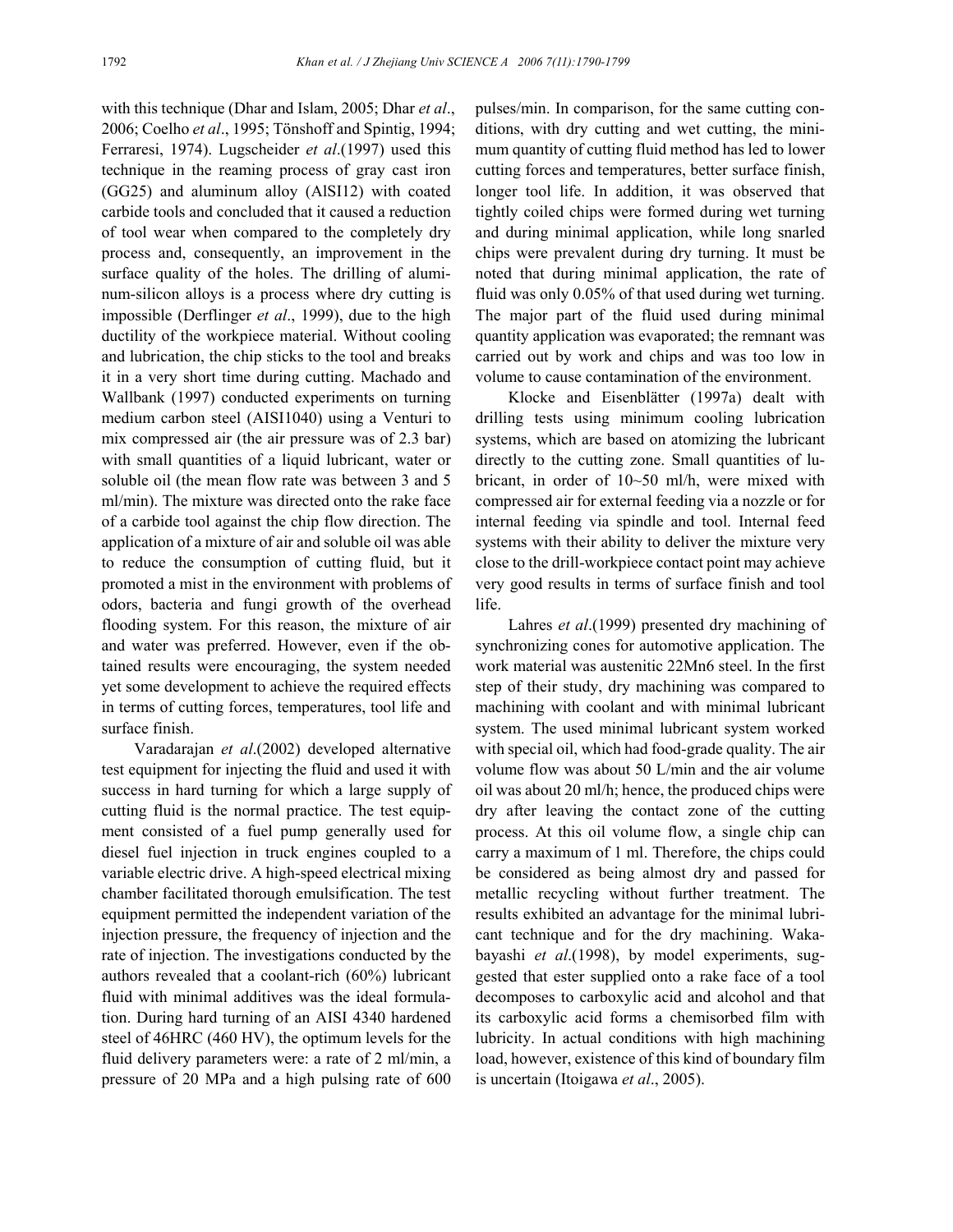with this technique (Dhar and Islam, 2005; Dhar *et al*., 2006; Coelho *et al*., 1995; Tönshoff and Spintig, 1994; Ferraresi, 1974). Lugscheider *et al*.(1997) used this technique in the reaming process of gray cast iron (GG25) and aluminum alloy (AlSI12) with coated carbide tools and concluded that it caused a reduction of tool wear when compared to the completely dry process and, consequently, an improvement in the surface quality of the holes. The drilling of aluminum-silicon alloys is a process where dry cutting is impossible (Derflinger *et al*., 1999), due to the high ductility of the workpiece material. Without cooling and lubrication, the chip sticks to the tool and breaks it in a very short time during cutting. Machado and Wallbank (1997) conducted experiments on turning medium carbon steel (AISI1040) using a Venturi to mix compressed air (the air pressure was of 2.3 bar) with small quantities of a liquid lubricant, water or soluble oil (the mean flow rate was between 3 and 5 ml/min). The mixture was directed onto the rake face of a carbide tool against the chip flow direction. The application of a mixture of air and soluble oil was able to reduce the consumption of cutting fluid, but it promoted a mist in the environment with problems of odors, bacteria and fungi growth of the overhead flooding system. For this reason, the mixture of air and water was preferred. However, even if the obtained results were encouraging, the system needed yet some development to achieve the required effects in terms of cutting forces, temperatures, tool life and surface finish.

Varadarajan *et al*.(2002) developed alternative test equipment for injecting the fluid and used it with success in hard turning for which a large supply of cutting fluid is the normal practice. The test equipment consisted of a fuel pump generally used for diesel fuel injection in truck engines coupled to a variable electric drive. A high-speed electrical mixing chamber facilitated thorough emulsification. The test equipment permitted the independent variation of the injection pressure, the frequency of injection and the rate of injection. The investigations conducted by the authors revealed that a coolant-rich (60%) lubricant fluid with minimal additives was the ideal formulation. During hard turning of an AISI 4340 hardened steel of 46HRC (460 HV), the optimum levels for the fluid delivery parameters were: a rate of 2 ml/min, a pressure of 20 MPa and a high pulsing rate of 600 pulses/min. In comparison, for the same cutting conditions, with dry cutting and wet cutting, the minimum quantity of cutting fluid method has led to lower cutting forces and temperatures, better surface finish, longer tool life. In addition, it was observed that tightly coiled chips were formed during wet turning and during minimal application, while long snarled chips were prevalent during dry turning. It must be noted that during minimal application, the rate of fluid was only 0.05% of that used during wet turning. The major part of the fluid used during minimal quantity application was evaporated; the remnant was carried out by work and chips and was too low in volume to cause contamination of the environment.

Klocke and Eisenblätter (1997a) dealt with drilling tests using minimum cooling lubrication systems, which are based on atomizing the lubricant directly to the cutting zone. Small quantities of lubricant, in order of 10~50 ml/h, were mixed with compressed air for external feeding via a nozzle or for internal feeding via spindle and tool. Internal feed systems with their ability to deliver the mixture very close to the drill-workpiece contact point may achieve very good results in terms of surface finish and tool life.

Lahres *et al*.(1999) presented dry machining of synchronizing cones for automotive application. The work material was austenitic 22Mn6 steel. In the first step of their study, dry machining was compared to machining with coolant and with minimal lubricant system. The used minimal lubricant system worked with special oil, which had food-grade quality. The air volume flow was about 50 L/min and the air volume oil was about 20 ml/h; hence, the produced chips were dry after leaving the contact zone of the cutting process. At this oil volume flow, a single chip can carry a maximum of 1 ml. Therefore, the chips could be considered as being almost dry and passed for metallic recycling without further treatment. The results exhibited an advantage for the minimal lubricant technique and for the dry machining. Wakabayashi *et al*.(1998), by model experiments, suggested that ester supplied onto a rake face of a tool decomposes to carboxylic acid and alcohol and that its carboxylic acid forms a chemisorbed film with lubricity. In actual conditions with high machining load, however, existence of this kind of boundary film is uncertain (Itoigawa *et al*., 2005).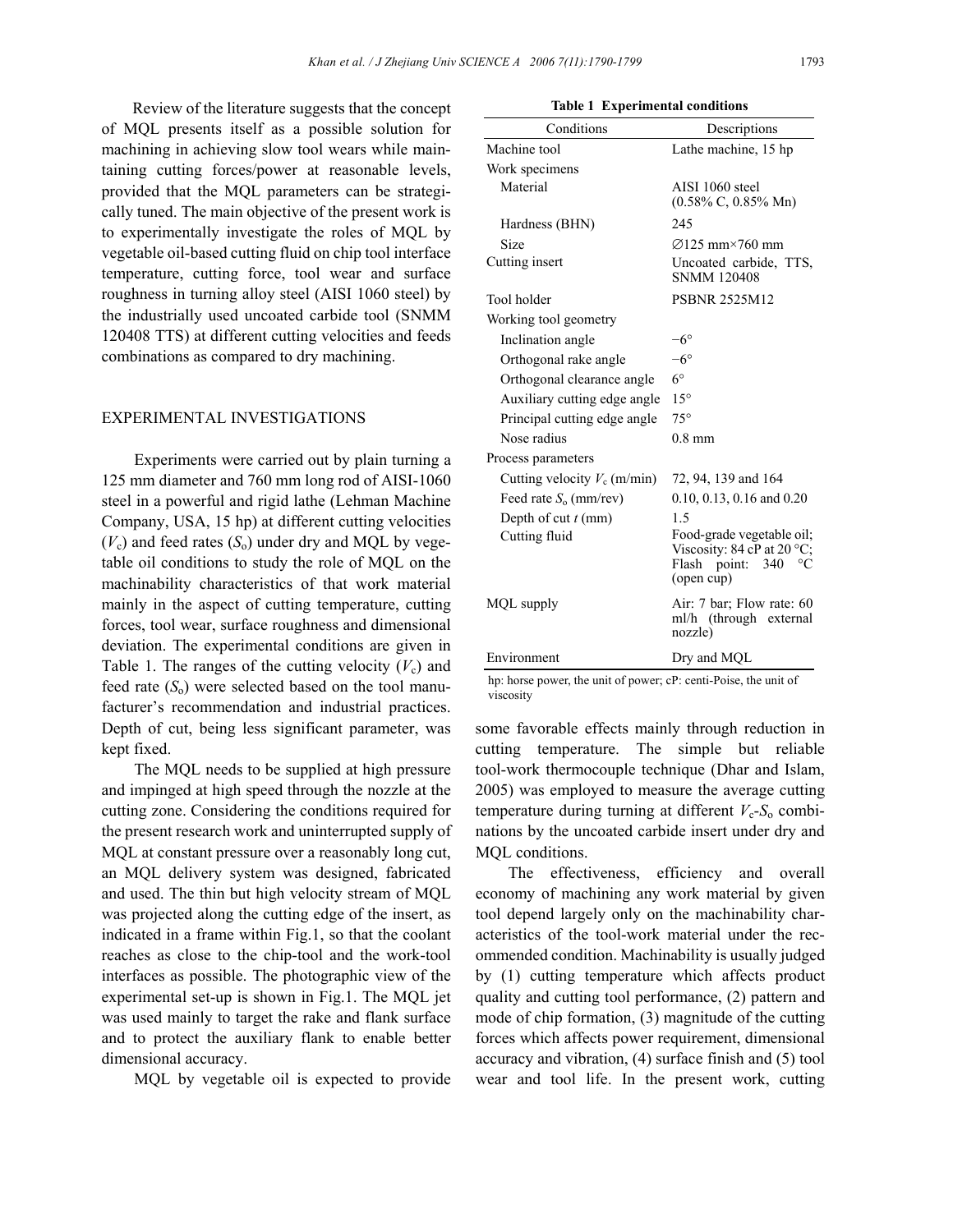Review of the literature suggests that the concept of MQL presents itself as a possible solution for machining in achieving slow tool wears while maintaining cutting forces/power at reasonable levels, provided that the MQL parameters can be strategically tuned. The main objective of the present work is to experimentally investigate the roles of MQL by vegetable oil-based cutting fluid on chip tool interface temperature, cutting force, tool wear and surface roughness in turning alloy steel (AISI 1060 steel) by the industrially used uncoated carbide tool (SNMM 120408 TTS) at different cutting velocities and feeds combinations as compared to dry machining.

## EXPERIMENTAL INVESTIGATIONS

Experiments were carried out by plain turning a 125 mm diameter and 760 mm long rod of AISI-1060 steel in a powerful and rigid lathe (Lehman Machine Company, USA, 15 hp) at different cutting velocities ($V_c$) and feed rates ($S_o$) under dry and MQL by vegetable oil conditions to study the role of MQL on the machinability characteristics of that work material mainly in the aspect of cutting temperature, cutting forces, tool wear, surface roughness and dimensional deviation. The experimental conditions are given in Table 1. The ranges of the cutting velocity ($V_c$) and feed rate ($S_o$) were selected based on the tool manufacturer's recommendation and industrial practices. Depth of cut, being less significant parameter, was kept fixed.

The MQL needs to be supplied at high pressure and impinged at high speed through the nozzle at the cutting zone. Considering the conditions required for the present research work and uninterrupted supply of MQL at constant pressure over a reasonably long cut, an MQL delivery system was designed, fabricated and used. The thin but high velocity stream of MQL was projected along the cutting edge of the insert, as indicated in a frame within Fig.1, so that the coolant reaches as close to the chip-tool and the work-tool interfaces as possible. The photographic view of the experimental set-up is shown in Fig.1. The MQL jet was used mainly to target the rake and flank surface and to protect the auxiliary flank to enable better dimensional accuracy.

MQL by vegetable oil is expected to provide some favorable effects mainly through reduction in cutting temperature. The simple but reliable tool-work thermocouple technique (Dhar and Islam, 2005) was employed to measure the average cutting temperature during turning at different $V_c$-$S_o$ combinations by the uncoated carbide insert under dry and MQL conditions.

The effectiveness, efficiency and overall economy of machining any work material by given tool depend largely only on the machinability characteristics of the tool-work material under the recommended condition. Machinability is usually judged by (1) cutting temperature which affects product quality and cutting tool performance, (2) pattern and mode of chip formation, (3) magnitude of the cutting forces which affects power requirement, dimensional accuracy and vibration, (4) surface finish and (5) tool wear and tool life. In the present work, cutting

**Table 1 Experimental conditions**

| Conditions | Descriptions |
|---|---|
| Machine tool | Lathe machine, 15 hp |
| Work specimens | |
| Material | AISI 1060 steel (0.58% C, 0.85% Mn) |
| Hardness (BHN) | 245 |
| Size | ∅125 mm×760 mm |
| Cutting insert | Uncoated carbide, TTS, SNMM 120408 |
| Tool holder | PSBNR 2525M12 |
| Working tool geometry | |
| Inclination angle | −6° |
| Orthogonal rake angle | −6° |
| Orthogonal clearance angle | 6° |
| Auxiliary cutting edge angle | 15° |
| Principal cutting edge angle | 75° |
| Nose radius | 0.8 mm |
| Process parameters | |
| Cutting velocity $V_c$ (m/min) | 72, 94, 139 and 164 |
| Feed rate $S_o$ (mm/rev) | 0.10, 0.13, 0.16 and 0.20 |
| Depth of cut $t$ (mm) | 1.5 |
| Cutting fluid | Food-grade vegetable oil; Viscosity: 84 cP at 20 °C; Flash point: 340 °C (open cup) |
| MQL supply | Air: 7 bar; Flow rate: 60 ml/h (through external nozzle) |
| Environment | Dry and MQL |

hp: horse power, the unit of power; cP: centi-Poise, the unit of viscosity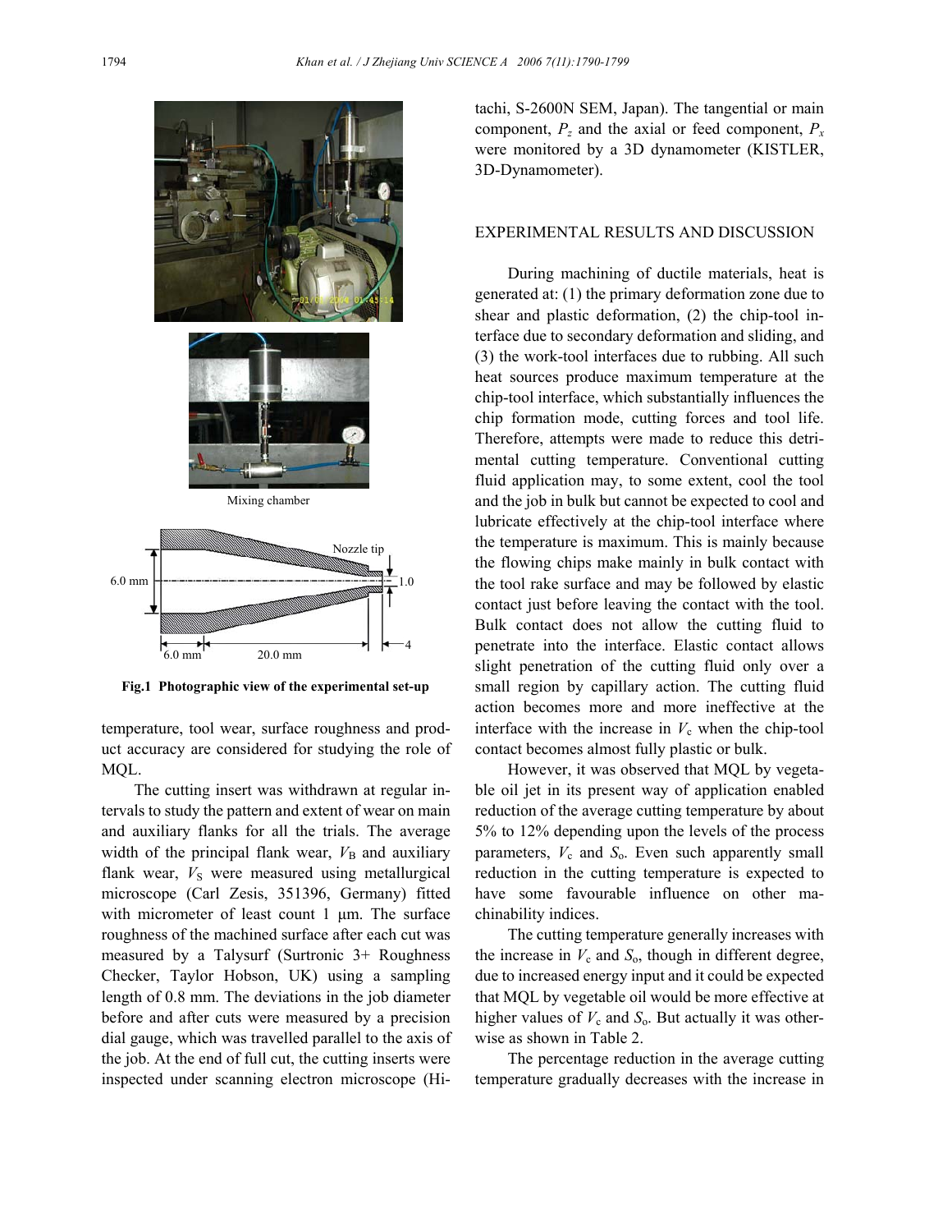Mixing chamber

Nozzle tip

6.0 mm

1.0

6.0 mm

20.0 mm

4

**Fig.1 Photographic view of the experimental set-up**

temperature, tool wear, surface roughness and product accuracy are considered for studying the role of MQL.

The cutting insert was withdrawn at regular intervals to study the pattern and extent of wear on main and auxiliary flanks for all the trials. The average width of the principal flank wear, $V_B$ and auxiliary flank wear, $V_S$ were measured using metallurgical microscope (Carl Zesis, 351396, Germany) fitted with micrometer of least count 1 μm. The surface roughness of the machined surface after each cut was measured by a Talysurf (Surtronic 3+ Roughness Checker, Taylor Hobson, UK) using a sampling length of 0.8 mm. The deviations in the job diameter before and after cuts were measured by a precision dial gauge, which was travelled parallel to the axis of the job. At the end of full cut, the cutting inserts were inspected under scanning electron microscope (Hitachi, S-2600N SEM, Japan). The tangential or main component, $P_z$ and the axial or feed component, $P_x$ were monitored by a 3D dynamometer (KISTLER, 3D-Dynamometer).

## EXPERIMENTAL RESULTS AND DISCUSSION

During machining of ductile materials, heat is generated at: (1) the primary deformation zone due to shear and plastic deformation, (2) the chip-tool interface due to secondary deformation and sliding, and (3) the work-tool interfaces due to rubbing. All such heat sources produce maximum temperature at the chip-tool interface, which substantially influences the chip formation mode, cutting forces and tool life. Therefore, attempts were made to reduce this detrimental cutting temperature. Conventional cutting fluid application may, to some extent, cool the tool and the job in bulk but cannot be expected to cool and lubricate effectively at the chip-tool interface where the temperature is maximum. This is mainly because the flowing chips make mainly in bulk contact with the tool rake surface and may be followed by elastic contact just before leaving the contact with the tool. Bulk contact does not allow the cutting fluid to penetrate into the interface. Elastic contact allows slight penetration of the cutting fluid only over a small region by capillary action. The cutting fluid action becomes more and more ineffective at the interface with the increase in $V_c$ when the chip-tool contact becomes almost fully plastic or bulk.

However, it was observed that MQL by vegetable oil jet in its present way of application enabled reduction of the average cutting temperature by about 5% to 12% depending upon the levels of the process parameters, $V_c$ and $S_o$. Even such apparently small reduction in the cutting temperature is expected to have some favourable influence on other machinability indices.

The cutting temperature generally increases with the increase in $V_c$ and $S_o$, though in different degree, due to increased energy input and it could be expected that MQL by vegetable oil would be more effective at higher values of $V_c$ and $S_o$. But actually it was otherwise as shown in Table 2.

The percentage reduction in the average cutting temperature gradually decreases with the increase in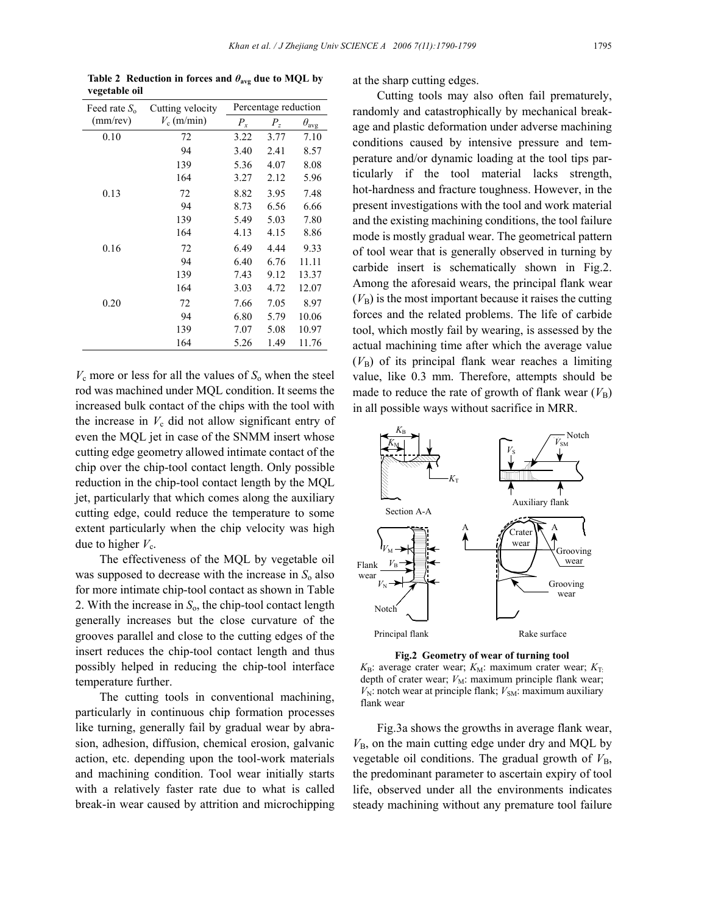**Table 2 Reduction in forces and $\theta_{avg}$ due to MQL by vegetable oil**

| Feed rate $S_o$ (mm/rev) | Cutting velocity $V_c$ (m/min) | Percentage reduction | | |
|---|---|---|---|---|
| | | $P_x$ | $P_z$ | $\theta_{avg}$ |
| 0.10 | 72 | 3.22 | 3.77 | 7.10 |
| | 94 | 3.40 | 2.41 | 8.57 |
| | 139 | 5.36 | 4.07 | 8.08 |
| | 164 | 3.27 | 2.12 | 5.96 |
| 0.13 | 72 | 8.82 | 3.95 | 7.48 |
| | 94 | 8.73 | 6.56 | 6.66 |
| | 139 | 5.49 | 5.03 | 7.80 |
| | 164 | 4.13 | 4.15 | 8.86 |
| 0.16 | 72 | 6.49 | 4.44 | 9.33 |
| | 94 | 6.40 | 6.76 | 11.11 |
| | 139 | 7.43 | 9.12 | 13.37 |
| | 164 | 3.03 | 4.72 | 12.07 |
| 0.20 | 72 | 7.66 | 7.05 | 8.97 |
| | 94 | 6.80 | 5.79 | 10.06 |
| | 139 | 7.07 | 5.08 | 10.97 |
| | 164 | 5.26 | 1.49 | 11.76 |

$V_c$ more or less for all the values of $S_o$ when the steel rod was machined under MQL condition. It seems the increased bulk contact of the chips with the tool with the increase in $V_c$ did not allow significant entry of even the MQL jet in case of the SNMM insert whose cutting edge geometry allowed intimate contact of the chip over the chip-tool contact length. Only possible reduction in the chip-tool contact length by the MQL jet, particularly that which comes along the auxiliary cutting edge, could reduce the temperature to some extent particularly when the chip velocity was high due to higher $V_c$.

The effectiveness of the MQL by vegetable oil was supposed to decrease with the increase in $S_o$ also for more intimate chip-tool contact as shown in Table 2. With the increase in $S_o$, the chip-tool contact length generally increases but the close curvature of the grooves parallel and close to the cutting edges of the insert reduces the chip-tool contact length and thus possibly helped in reducing the chip-tool interface temperature further.

The cutting tools in conventional machining, particularly in continuous chip formation processes like turning, generally fail by gradual wear by abrasion, adhesion, diffusion, chemical erosion, galvanic action, etc. depending upon the tool-work materials and machining condition. Tool wear initially starts with a relatively faster rate due to what is called break-in wear caused by attrition and microchipping at the sharp cutting edges.

Cutting tools may also often fail prematurely, randomly and catastrophically by mechanical breakage and plastic deformation under adverse machining conditions caused by intensive pressure and temperature and/or dynamic loading at the tool tips particularly if the tool material lacks strength, hot-hardness and fracture toughness. However, in the present investigations with the tool and work material and the existing machining conditions, the tool failure mode is mostly gradual wear. The geometrical pattern of tool wear that is generally observed in turning by carbide insert is schematically shown in Fig.2. Among the aforesaid wears, the principal flank wear ($V_B$) is the most important because it raises the cutting forces and the related problems. The life of carbide tool, which mostly fail by wearing, is assessed by the actual machining time after which the average value ($V_B$) of its principal flank wear reaches a limiting value, like 0.3 mm. Therefore, attempts should be made to reduce the rate of growth of flank wear ($V_B$) in all possible ways without sacrifice in MRR.

**Fig.2 Geometry of wear of turning tool**

$K_B$: average crater wear; $K_M$: maximum crater wear; $K_T$: depth of crater wear; $V_M$: maximum principle flank wear; $V_N$: notch wear at principle flank; $V_{SM}$: maximum auxiliary flank wear

Fig.3a shows the growths in average flank wear, $V_B$, on the main cutting edge under dry and MQL by vegetable oil conditions. The gradual growth of $V_B$, the predominant parameter to ascertain expiry of tool life, observed under all the environments indicates steady machining without any premature tool failure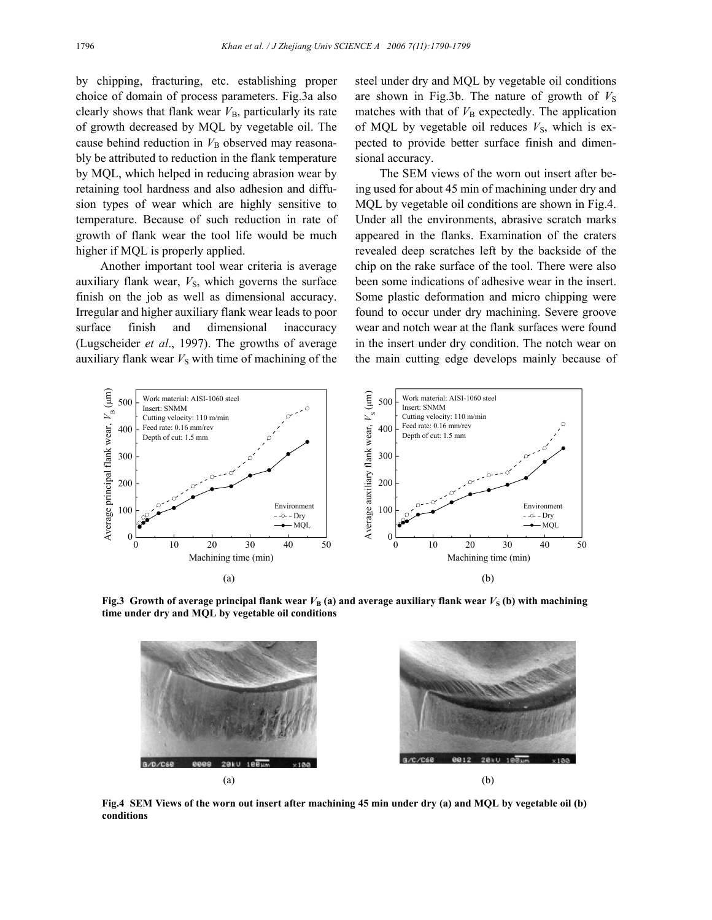by chipping, fracturing, etc. establishing proper choice of domain of process parameters. Fig.3a also clearly shows that flank wear $V_B$, particularly its rate of growth decreased by MQL by vegetable oil. The cause behind reduction in $V_B$ observed may reasonably be attributed to reduction in the flank temperature by MQL, which helped in reducing abrasion wear by retaining tool hardness and also adhesion and diffusion types of wear which are highly sensitive to temperature. Because of such reduction in rate of growth of flank wear the tool life would be much higher if MQL is properly applied.

Another important tool wear criteria is average auxiliary flank wear, $V_S$, which governs the surface finish on the job as well as dimensional accuracy. Irregular and higher auxiliary flank wear leads to poor surface finish and dimensional inaccuracy (Lugscheider *et al*., 1997). The growths of average auxiliary flank wear $V_S$ with time of machining of the steel under dry and MQL by vegetable oil conditions are shown in Fig.3b. The nature of growth of $V_S$ matches with that of $V_B$ expectedly. The application of MQL by vegetable oil reduces $V_S$, which is expected to provide better surface finish and dimensional accuracy.

The SEM views of the worn out insert after being used for about 45 min of machining under dry and MQL by vegetable oil conditions are shown in Fig.4. Under all the environments, abrasive scratch marks appeared in the flanks. Examination of the craters revealed deep scratches left by the backside of the chip on the rake surface of the tool. There were also been some indications of adhesive wear in the insert. Some plastic deformation and micro chipping were found to occur under dry machining. Severe groove wear and notch wear at the flank surfaces were found in the insert under dry condition. The notch wear on the main cutting edge develops mainly because of

**Fig.3 Growth of average principal flank wear $V_B$ (a) and average auxiliary flank wear $V_S$ (b) with machining time under dry and MQL by vegetable oil conditions**

**Fig.4 SEM Views of the worn out insert after machining 45 min under dry (a) and MQL by vegetable oil (b) conditions**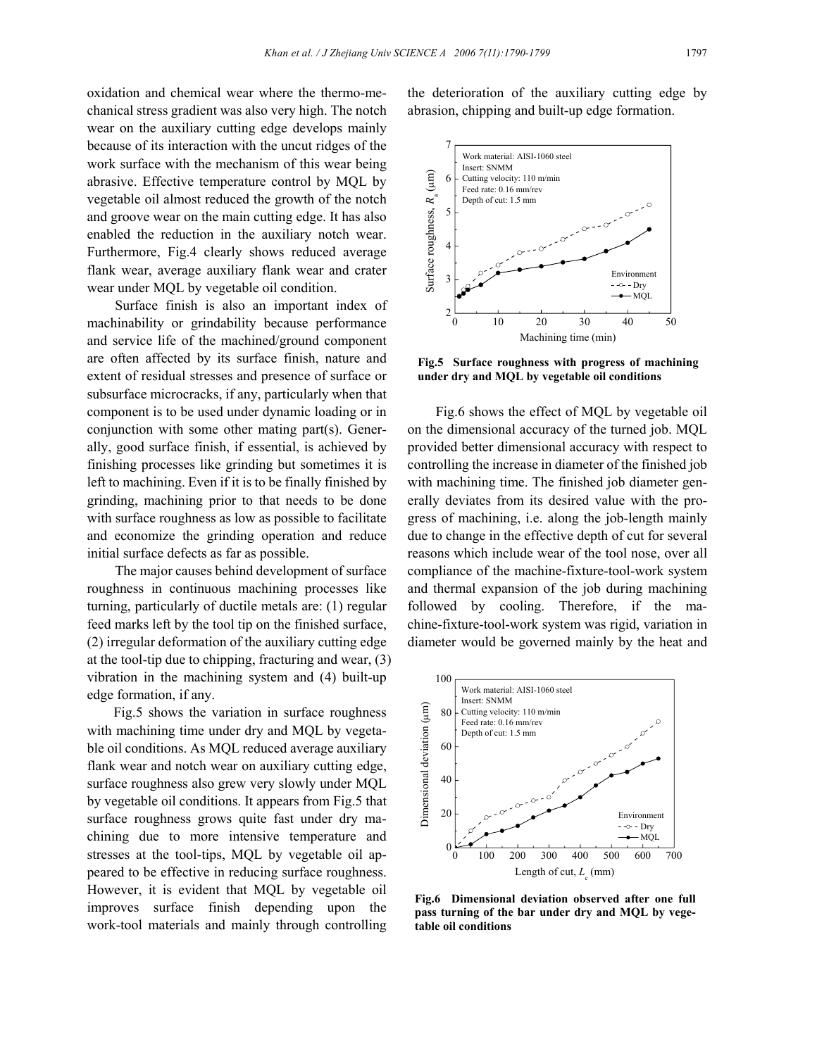oxidation and chemical wear where the thermo-mechanical stress gradient was also very high. The notch wear on the auxiliary cutting edge develops mainly because of its interaction with the uncut ridges of the work surface with the mechanism of this wear being abrasive. Effective temperature control by MQL by vegetable oil almost reduced the growth of the notch and groove wear on the main cutting edge. It has also enabled the reduction in the auxiliary notch wear. Furthermore, Fig.4 clearly shows reduced average flank wear, average auxiliary flank wear and crater wear under MQL by vegetable oil condition.

Surface finish is also an important index of machinability or grindability because performance and service life of the machined/ground component are often affected by its surface finish, nature and extent of residual stresses and presence of surface or subsurface microcracks, if any, particularly when that component is to be used under dynamic loading or in conjunction with some other mating part(s). Generally, good surface finish, if essential, is achieved by finishing processes like grinding but sometimes it is left to machining. Even if it is to be finally finished by grinding, machining prior to that needs to be done with surface roughness as low as possible to facilitate and economize the grinding operation and reduce initial surface defects as far as possible.

The major causes behind development of surface roughness in continuous machining processes like turning, particularly of ductile metals are: (1) regular feed marks left by the tool tip on the finished surface, (2) irregular deformation of the auxiliary cutting edge at the tool-tip due to chipping, fracturing and wear, (3) vibration in the machining system and (4) built-up edge formation, if any.

Fig.5 shows the variation in surface roughness with machining time under dry and MQL by vegetable oil conditions. As MQL reduced average auxiliary flank wear and notch wear on auxiliary cutting edge, surface roughness also grew very slowly under MQL by vegetable oil conditions. It appears from Fig.5 that surface roughness grows quite fast under dry machining due to more intensive temperature and stresses at the tool-tips, MQL by vegetable oil appeared to be effective in reducing surface roughness. However, it is evident that MQL by vegetable oil improves surface finish depending upon the work-tool materials and mainly through controlling the deterioration of the auxiliary cutting edge by abrasion, chipping and built-up edge formation.

**Fig.5 Surface roughness with progress of machining under dry and MQL by vegetable oil conditions**

Fig.6 shows the effect of MQL by vegetable oil on the dimensional accuracy of the turned job. MQL provided better dimensional accuracy with respect to controlling the increase in diameter of the finished job with machining time. The finished job diameter generally deviates from its desired value with the progress of machining, i.e. along the job-length mainly due to change in the effective depth of cut for several reasons which include wear of the tool nose, over all compliance of the machine-fixture-tool-work system and thermal expansion of the job during machining followed by cooling. Therefore, if the machine-fixture-tool-work system was rigid, variation in diameter would be governed mainly by the heat and

**Fig.6 Dimensional deviation observed after one full pass turning of the bar under dry and MQL by vegetable oil conditions**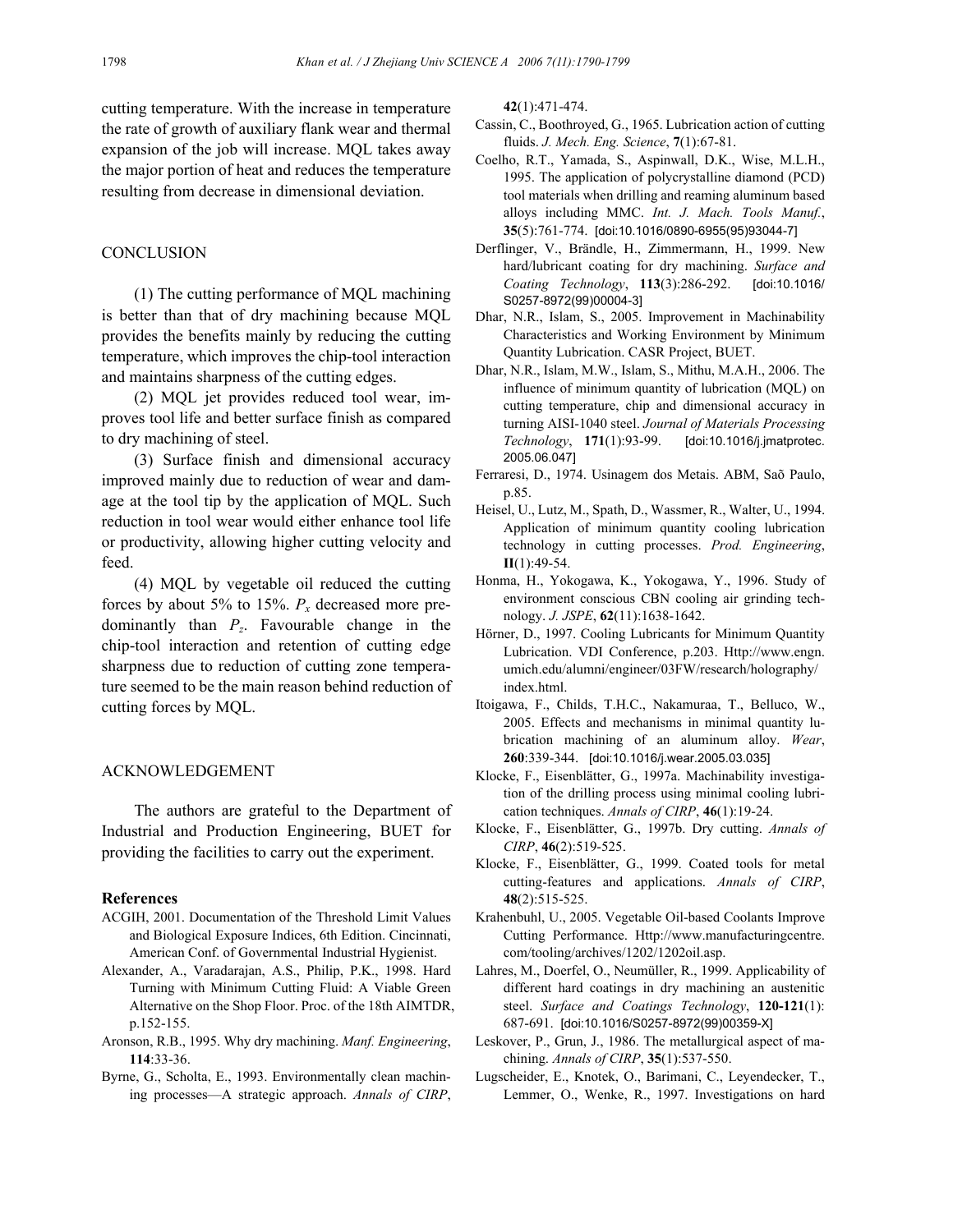cutting temperature. With the increase in temperature the rate of growth of auxiliary flank wear and thermal expansion of the job will increase. MQL takes away the major portion of heat and reduces the temperature resulting from decrease in dimensional deviation.

## CONCLUSION

(1) The cutting performance of MQL machining is better than that of dry machining because MQL provides the benefits mainly by reducing the cutting temperature, which improves the chip-tool interaction and maintains sharpness of the cutting edges.

(2) MQL jet provides reduced tool wear, improves tool life and better surface finish as compared to dry machining of steel.

(3) Surface finish and dimensional accuracy improved mainly due to reduction of wear and damage at the tool tip by the application of MQL. Such reduction in tool wear would either enhance tool life or productivity, allowing higher cutting velocity and feed.

(4) MQL by vegetable oil reduced the cutting forces by about 5% to 15%. $P_x$ decreased more predominantly than $P_z$. Favourable change in the chip-tool interaction and retention of cutting edge sharpness due to reduction of cutting zone temperature seemed to be the main reason behind reduction of cutting forces by MQL.

## ACKNOWLEDGEMENT

The authors are grateful to the Department of Industrial and Production Engineering, BUET for providing the facilities to carry out the experiment.

### References

ACGIH, 2001. Documentation of the Threshold Limit Values and Biological Exposure Indices, 6th Edition. Cincinnati, American Conf. of Governmental Industrial Hygienist.

Alexander, A., Varadarajan, A.S., Philip, P.K., 1998. Hard Turning with Minimum Cutting Fluid: A Viable Green Alternative on the Shop Floor. Proc. of the 18th AIMTDR, p.152-155.

Aronson, R.B., 1995. Why dry machining. *Manf. Engineering*, **114**:33-36.

Byrne, G., Scholta, E., 1993. Environmentally clean machining processes—A strategic approach. *Annals of CIRP*, **42**(1):471-474.

Cassin, C., Boothroyed, G., 1965. Lubrication action of cutting fluids. *J. Mech. Eng. Science*, **7**(1):67-81.

Coelho, R.T., Yamada, S., Aspinwall, D.K., Wise, M.L.H., 1995. The application of polycrystalline diamond (PCD) tool materials when drilling and reaming aluminum based alloys including MMC. *Int. J. Mach. Tools Manuf.*, **35**(5):761-774. [doi:10.1016/0890-6955(95)93044-7]

Derflinger, V., Brändle, H., Zimmermann, H., 1999. New hard/lubricant coating for dry machining. *Surface and Coating Technology*, **113**(3):286-292. [doi:10.1016/S0257-8972(99)00004-3]

Dhar, N.R., Islam, S., 2005. Improvement in Machinability Characteristics and Working Environment by Minimum Quantity Lubrication. CASR Project, BUET.

Dhar, N.R., Islam, M.W., Islam, S., Mithu, M.A.H., 2006. The influence of minimum quantity of lubrication (MQL) on cutting temperature, chip and dimensional accuracy in turning AISI-1040 steel. *Journal of Materials Processing Technology*, **171**(1):93-99. [doi:10.1016/j.jmatprotec.2005.06.047]

Ferraresi, D., 1974. Usinagem dos Metais. ABM, Saõ Paulo, p.85.

Heisel, U., Lutz, M., Spath, D., Wassmer, R., Walter, U., 1994. Application of minimum quantity cooling lubrication technology in cutting processes. *Prod. Engineering*, **II**(1):49-54.

Honma, H., Yokogawa, K., Yokogawa, Y., 1996. Study of environment conscious CBN cooling air grinding technology. *J. JSPE*, **62**(11):1638-1642.

Hörner, D., 1997. Cooling Lubricants for Minimum Quantity Lubrication. VDI Conference, p.203. Http://www.engn.umich.edu/alumni/engineer/03FW/research/holography/index.html.

Itoigawa, F., Childs, T.H.C., Nakamuraa, T., Belluco, W., 2005. Effects and mechanisms in minimal quantity lubrication machining of an aluminum alloy. *Wear*, **260**:339-344. [doi:10.1016/j.wear.2005.03.035]

Klocke, F., Eisenblätter, G., 1997a. Machinability investigation of the drilling process using minimal cooling lubrication techniques. *Annals of CIRP*, **46**(1):19-24.

Klocke, F., Eisenblätter, G., 1997b. Dry cutting. *Annals of CIRP*, **46**(2):519-525.

Klocke, F., Eisenblätter, G., 1999. Coated tools for metal cutting-features and applications. *Annals of CIRP*, **48**(2):515-525.

Krahenbuhl, U., 2005. Vegetable Oil-based Coolants Improve Cutting Performance. Http://www.manufacturingcentre.com/tooling/archives/1202/1202oil.asp.

Lahres, M., Doerfel, O., Neumüller, R., 1999. Applicability of different hard coatings in dry machining an austenitic steel. *Surface and Coatings Technology*, **120-121**(1):687-691. [doi:10.1016/S0257-8972(99)00359-X]

Leskover, P., Grun, J., 1986. The metallurgical aspect of machining. *Annals of CIRP*, **35**(1):537-550.

Lugscheider, E., Knotek, O., Barimani, C., Leyendecker, T., Lemmer, O., Wenke, R., 1997. Investigations on hard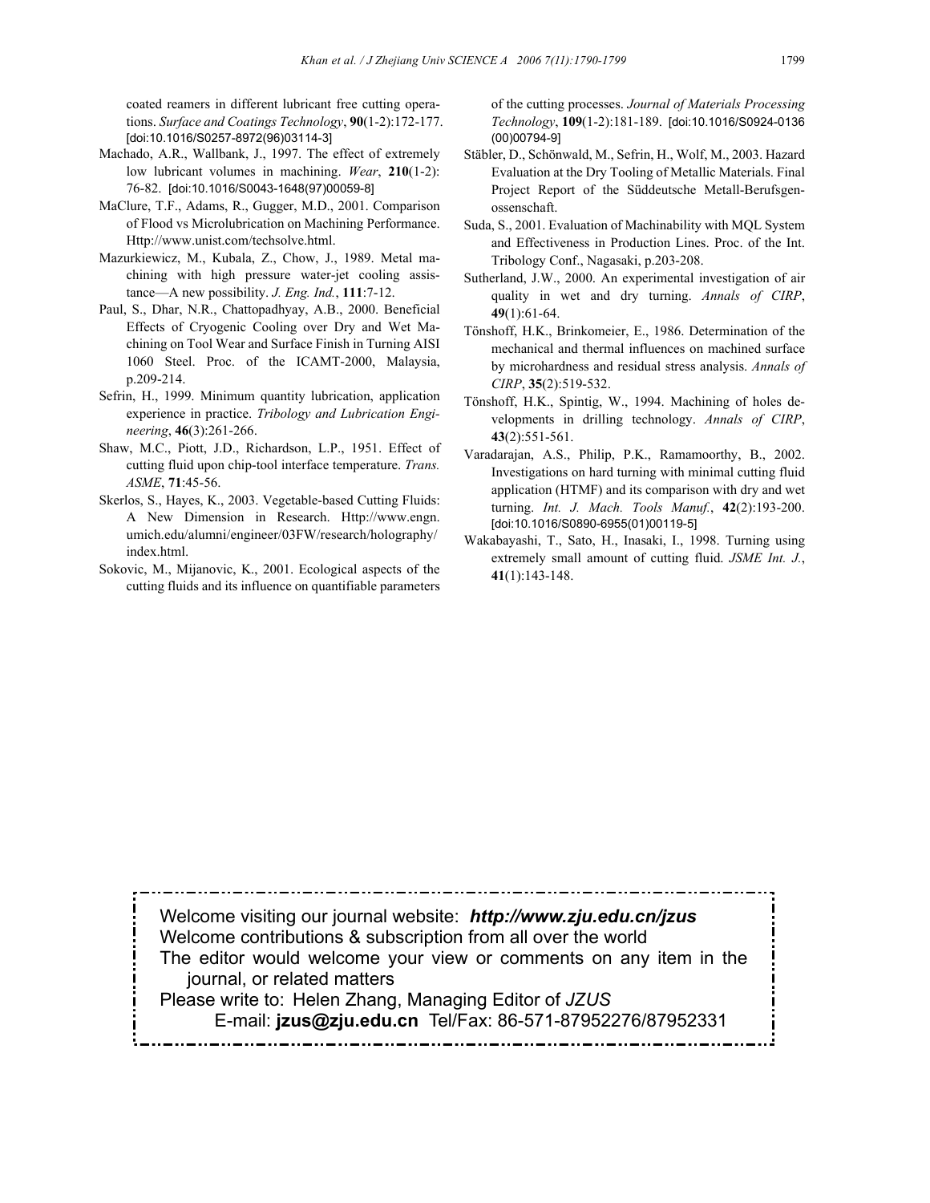coated reamers in different lubricant free cutting operations. *Surface and Coatings Technology*, **90**(1-2):172-177. [doi:10.1016/S0257-8972(96)03114-3]

Machado, A.R., Wallbank, J., 1997. The effect of extremely low lubricant volumes in machining. *Wear*, **210**(1-2): 76-82. [doi:10.1016/S0043-1648(97)00059-8]

MaClure, T.F., Adams, R., Gugger, M.D., 2001. Comparison of Flood vs Microlubrication on Machining Performance. Http://www.unist.com/techsolve.html.

Mazurkiewicz, M., Kubala, Z., Chow, J., 1989. Metal machining with high pressure water-jet cooling assistance—A new possibility. *J. Eng. Ind.*, **111**:7-12.

Paul, S., Dhar, N.R., Chattopadhyay, A.B., 2000. Beneficial Effects of Cryogenic Cooling over Dry and Wet Machining on Tool Wear and Surface Finish in Turning AISI 1060 Steel. Proc. of the ICAMT-2000, Malaysia, p.209-214.

Sefrin, H., 1999. Minimum quantity lubrication, application experience in practice. *Tribology and Lubrication Engineering*, **46**(3):261-266.

Shaw, M.C., Piott, J.D., Richardson, L.P., 1951. Effect of cutting fluid upon chip-tool interface temperature. *Trans. ASME*, **71**:45-56.

Skerlos, S., Hayes, K., 2003. Vegetable-based Cutting Fluids: A New Dimension in Research. Http://www.engn.umich.edu/alumni/engineer/03FW/research/holography/index.html.

Sokovic, M., Mijanovic, K., 2001. Ecological aspects of the cutting fluids and its influence on quantifiable parameters of the cutting processes. *Journal of Materials Processing Technology*, **109**(1-2):181-189. [doi:10.1016/S0924-0136(00)00794-9]

Stäbler, D., Schönwald, M., Sefrin, H., Wolf, M., 2003. Hazard Evaluation at the Dry Tooling of Metallic Materials. Final Project Report of the Süddeutsche Metall-Berufsgenossenschaft.

Suda, S., 2001. Evaluation of Machinability with MQL System and Effectiveness in Production Lines. Proc. of the Int. Tribology Conf., Nagasaki, p.203-208.

Sutherland, J.W., 2000. An experimental investigation of air quality in wet and dry turning. *Annals of CIRP*, **49**(1):61-64.

Tönshoff, H.K., Brinkomeier, E., 1986. Determination of the mechanical and thermal influences on machined surface by microhardness and residual stress analysis. *Annals of CIRP*, **35**(2):519-532.

Tönshoff, H.K., Spintig, W., 1994. Machining of holes developments in drilling technology. *Annals of CIRP*, **43**(2):551-561.

Varadarajan, A.S., Philip, P.K., Ramamoorthy, B., 2002. Investigations on hard turning with minimal cutting fluid application (HTMF) and its comparison with dry and wet turning. *Int. J. Mach. Tools Manuf.*, **42**(2):193-200. [doi:10.1016/S0890-6955(01)00119-5]

Wakabayashi, T., Sato, H., Inasaki, I., 1998. Turning using extremely small amount of cutting fluid. *JSME Int. J.*, **41**(1):143-148.

Welcome visiting our journal website: ***http://www.zju.edu.cn/jzus***
Welcome contributions & subscription from all over the world
The editor would welcome your view or comments on any item in the journal, or related matters
Please write to: Helen Zhang, Managing Editor of *JZUS*
E-mail: **jzus@zju.edu.cn** Tel/Fax: 86-571-87952276/87952331